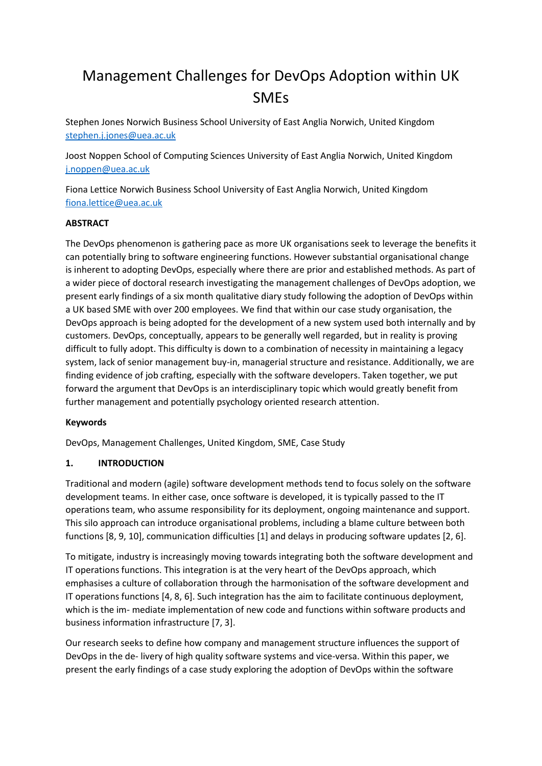# Management Challenges for DevOps Adoption within UK SMEs

Stephen Jones Norwich Business School University of East Anglia Norwich, United Kingdom stephen.j.jones@uea.ac.uk

Joost Noppen School of Computing Sciences University of East Anglia Norwich, United Kingdom j.noppen@uea.ac.uk

Fiona Lettice Norwich Business School University of East Anglia Norwich, United Kingdom fiona.lettice@uea.ac.uk

**ABSTRACT**

The DevOps phenomenon is gathering pace as more UK organisations seek to leverage the benefits it can potentially bring to software engineering functions. However substantial organisational change is inherent to adopting DevOps, especially where there are prior and established methods. As part of a wider piece of doctoral research investigating the management challenges of DevOps adoption, we present early findings of a six month qualitative diary study following the adoption of DevOps within a UK based SME with over 200 employees. We find that within our case study organisation, the DevOps approach is being adopted for the development of a new system used both internally and by customers. DevOps, conceptually, appears to be generally well regarded, but in reality is proving difficult to fully adopt. This difficulty is down to a combination of necessity in maintaining a legacy system, lack of senior management buy-in, managerial structure and resistance. Additionally, we are finding evidence of job crafting, especially with the software developers. Taken together, we put forward the argument that DevOps is an interdisciplinary topic which would greatly benefit from further management and potentially psychology oriented research attention.

**Keywords**

DevOps, Management Challenges, United Kingdom, SME, Case Study

## 1. INTRODUCTION

Traditional and modern (agile) software development methods tend to focus solely on the software development teams. In either case, once software is developed, it is typically passed to the IT operations team, who assume responsibility for its deployment, ongoing maintenance and support. This silo approach can introduce organisational problems, including a blame culture between both functions [8, 9, 10], communication difficulties [1] and delays in producing software updates [2, 6].

To mitigate, industry is increasingly moving towards integrating both the software development and IT operations functions. This integration is at the very heart of the DevOps approach, which emphasises a culture of collaboration through the harmonisation of the software development and IT operations functions [4, 8, 6]. Such integration has the aim to facilitate continuous deployment, which is the im- mediate implementation of new code and functions within software products and business information infrastructure [7, 3].

Our research seeks to define how company and management structure influences the support of DevOps in the de- livery of high quality software systems and vice-versa. Within this paper, we present the early findings of a case study exploring the adoption of DevOps within the software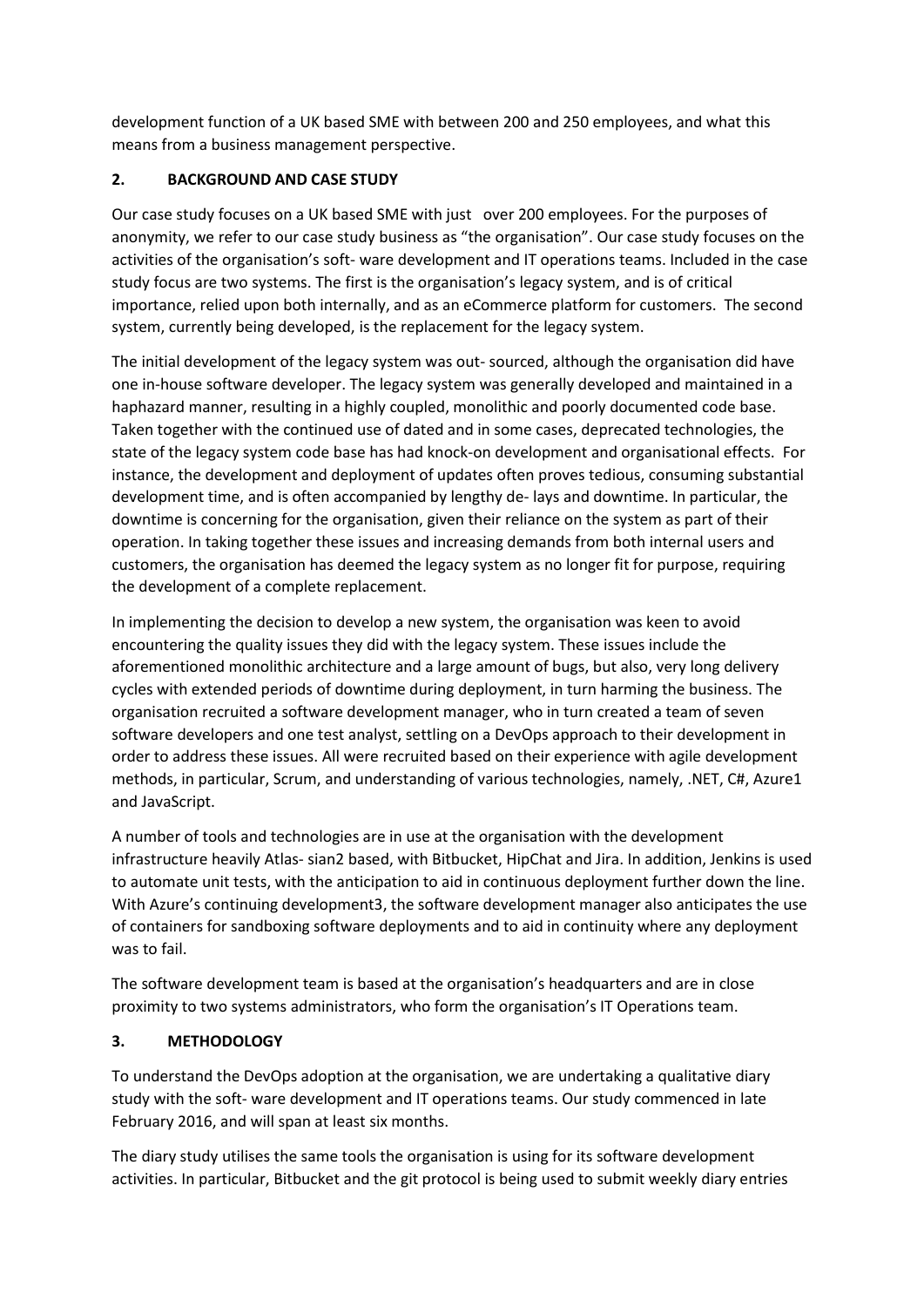development function of a UK based SME with between 200 and 250 employees, and what this means from a business management perspective.

## 2. BACKGROUND AND CASE STUDY

Our case study focuses on a UK based SME with just over 200 employees. For the purposes of anonymity, we refer to our case study business as "the organisation". Our case study focuses on the activities of the organisation's soft- ware development and IT operations teams. Included in the case study focus are two systems. The first is the organisation's legacy system, and is of critical importance, relied upon both internally, and as an eCommerce platform for customers. The second system, currently being developed, is the replacement for the legacy system.

The initial development of the legacy system was out- sourced, although the organisation did have one in-house software developer. The legacy system was generally developed and maintained in a haphazard manner, resulting in a highly coupled, monolithic and poorly documented code base. Taken together with the continued use of dated and in some cases, deprecated technologies, the state of the legacy system code base has had knock-on development and organisational effects. For instance, the development and deployment of updates often proves tedious, consuming substantial development time, and is often accompanied by lengthy de- lays and downtime. In particular, the downtime is concerning for the organisation, given their reliance on the system as part of their operation. In taking together these issues and increasing demands from both internal users and customers, the organisation has deemed the legacy system as no longer fit for purpose, requiring the development of a complete replacement.

In implementing the decision to develop a new system, the organisation was keen to avoid encountering the quality issues they did with the legacy system. These issues include the aforementioned monolithic architecture and a large amount of bugs, but also, very long delivery cycles with extended periods of downtime during deployment, in turn harming the business. The organisation recruited a software development manager, who in turn created a team of seven software developers and one test analyst, settling on a DevOps approach to their development in order to address these issues. All were recruited based on their experience with agile development methods, in particular, Scrum, and understanding of various technologies, namely, .NET, C#, Azure[1] and JavaScript.

A number of tools and technologies are in use at the organisation with the development infrastructure heavily Atlas- sian[2] based, with Bitbucket, HipChat and Jira. In addition, Jenkins is used to automate unit tests, with the anticipation to aid in continuous deployment further down the line. With Azure's continuing development[3], the software development manager also anticipates the use of containers for sandboxing software deployments and to aid in continuity where any deployment was to fail.

The software development team is based at the organisation's headquarters and are in close proximity to two systems administrators, who form the organisation's IT Operations team.

## 3. METHODOLOGY

To understand the DevOps adoption at the organisation, we are undertaking a qualitative diary study with the soft- ware development and IT operations teams. Our study commenced in late February 2016, and will span at least six months.

The diary study utilises the same tools the organisation is using for its software development activities. In particular, Bitbucket and the git protocol is being used to submit weekly diary entries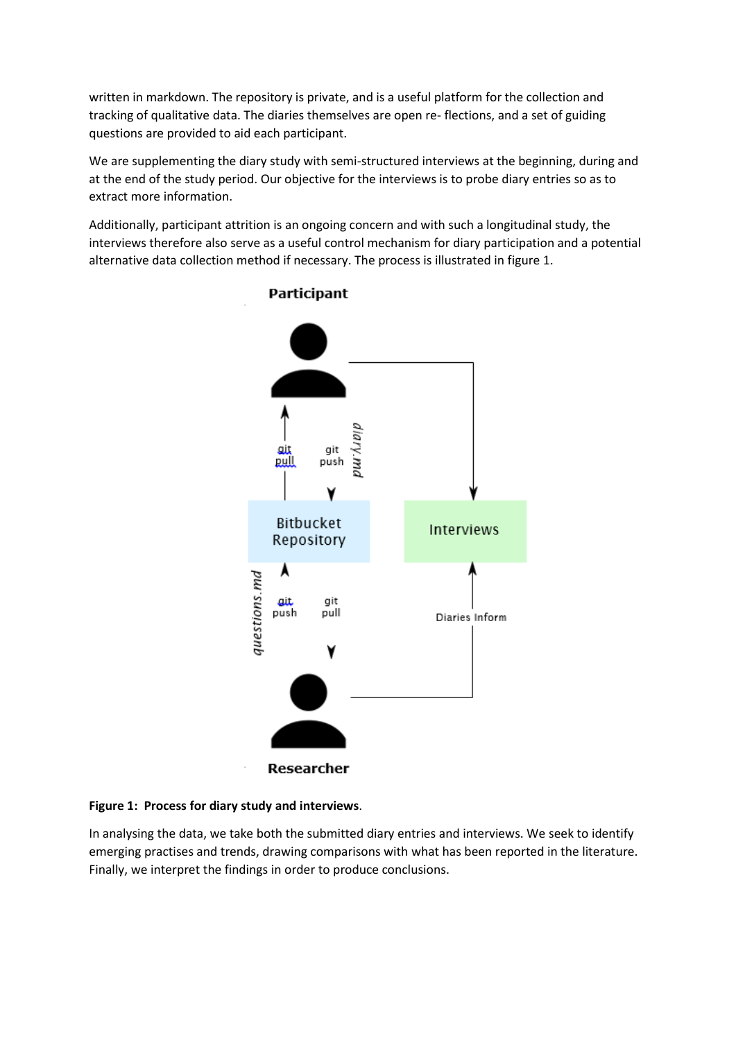written in markdown. The repository is private, and is a useful platform for the collection and tracking of qualitative data. The diaries themselves are open re- flections, and a set of guiding questions are provided to aid each participant.

We are supplementing the diary study with semi-structured interviews at the beginning, during and at the end of the study period. Our objective for the interviews is to probe diary entries so as to extract more information.

Additionally, participant attrition is an ongoing concern and with such a longitudinal study, the interviews therefore also serve as a useful control mechanism for diary participation and a potential alternative data collection method if necessary. The process is illustrated in figure 1.

Participant

git pull

git push

diary.md

Bitbucket Repository

Interviews

questions.md

git push

git pull

Diaries Inform

Researcher

**Figure 1: Process for diary study and interviews**.

In analysing the data, we take both the submitted diary entries and interviews. We seek to identify emerging practises and trends, drawing comparisons with what has been reported in the literature. Finally, we interpret the findings in order to produce conclusions.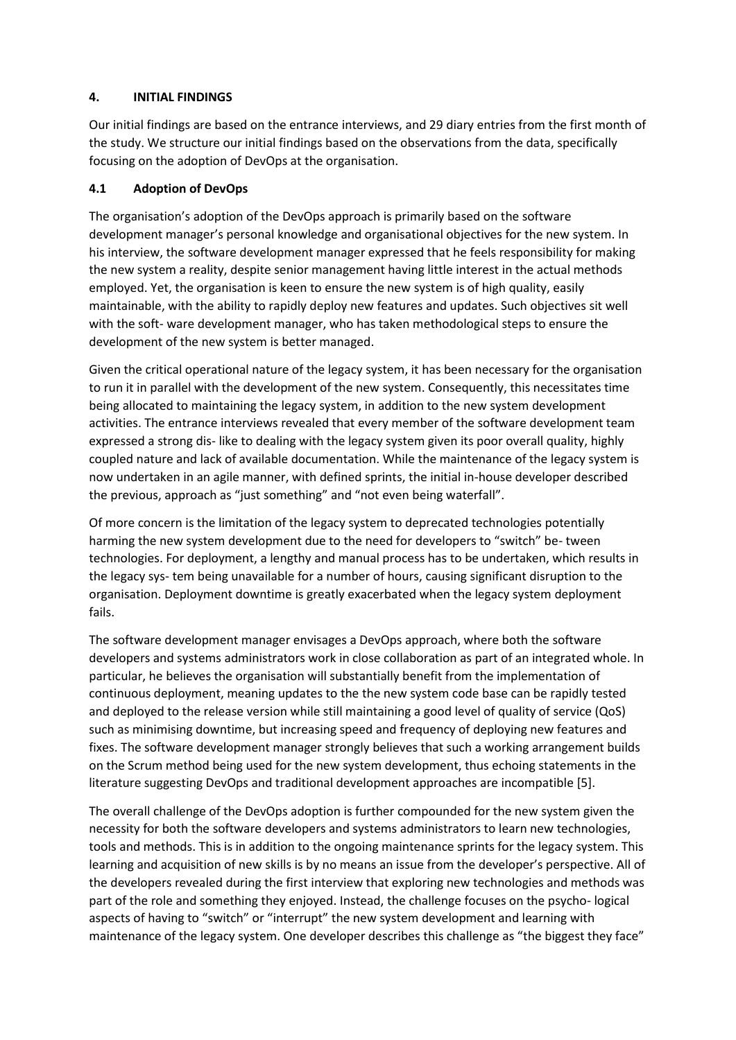## 4. INITIAL FINDINGS

Our initial findings are based on the entrance interviews, and 29 diary entries from the first month of the study. We structure our initial findings based on the observations from the data, specifically focusing on the adoption of DevOps at the organisation.

### 4.1 Adoption of DevOps

The organisation's adoption of the DevOps approach is primarily based on the software development manager's personal knowledge and organisational objectives for the new system. In his interview, the software development manager expressed that he feels responsibility for making the new system a reality, despite senior management having little interest in the actual methods employed. Yet, the organisation is keen to ensure the new system is of high quality, easily maintainable, with the ability to rapidly deploy new features and updates. Such objectives sit well with the soft- ware development manager, who has taken methodological steps to ensure the development of the new system is better managed.

Given the critical operational nature of the legacy system, it has been necessary for the organisation to run it in parallel with the development of the new system. Consequently, this necessitates time being allocated to maintaining the legacy system, in addition to the new system development activities. The entrance interviews revealed that every member of the software development team expressed a strong dis- like to dealing with the legacy system given its poor overall quality, highly coupled nature and lack of available documentation. While the maintenance of the legacy system is now undertaken in an agile manner, with defined sprints, the initial in-house developer described the previous, approach as "just something" and "not even being waterfall".

Of more concern is the limitation of the legacy system to deprecated technologies potentially harming the new system development due to the need for developers to "switch" be- tween technologies. For deployment, a lengthy and manual process has to be undertaken, which results in the legacy sys- tem being unavailable for a number of hours, causing significant disruption to the organisation. Deployment downtime is greatly exacerbated when the legacy system deployment fails.

The software development manager envisages a DevOps approach, where both the software developers and systems administrators work in close collaboration as part of an integrated whole. In particular, he believes the organisation will substantially benefit from the implementation of continuous deployment, meaning updates to the the new system code base can be rapidly tested and deployed to the release version while still maintaining a good level of quality of service (QoS) such as minimising downtime, but increasing speed and frequency of deploying new features and fixes. The software development manager strongly believes that such a working arrangement builds on the Scrum method being used for the new system development, thus echoing statements in the literature suggesting DevOps and traditional development approaches are incompatible [5].

The overall challenge of the DevOps adoption is further compounded for the new system given the necessity for both the software developers and systems administrators to learn new technologies, tools and methods. This is in addition to the ongoing maintenance sprints for the legacy system. This learning and acquisition of new skills is by no means an issue from the developer's perspective. All of the developers revealed during the first interview that exploring new technologies and methods was part of the role and something they enjoyed. Instead, the challenge focuses on the psycho- logical aspects of having to "switch" or "interrupt" the new system development and learning with maintenance of the legacy system. One developer describes this challenge as "the biggest they face"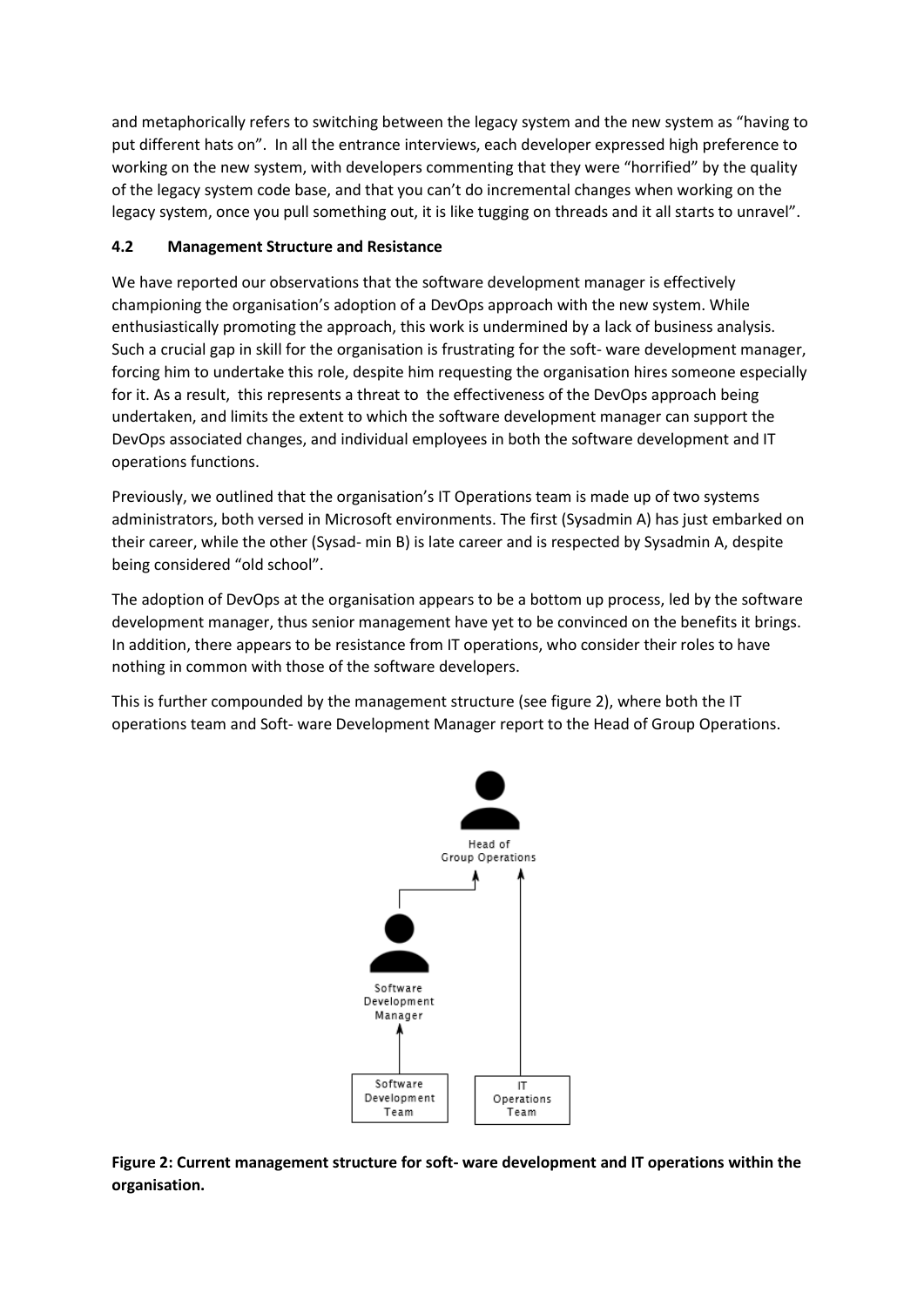and metaphorically refers to switching between the legacy system and the new system as "having to put different hats on". In all the entrance interviews, each developer expressed high preference to working on the new system, with developers commenting that they were "horrified" by the quality of the legacy system code base, and that you can't do incremental changes when working on the legacy system, once you pull something out, it is like tugging on threads and it all starts to unravel".

### 4.2 Management Structure and Resistance

We have reported our observations that the software development manager is effectively championing the organisation's adoption of a DevOps approach with the new system. While enthusiastically promoting the approach, this work is undermined by a lack of business analysis. Such a crucial gap in skill for the organisation is frustrating for the soft- ware development manager, forcing him to undertake this role, despite him requesting the organisation hires someone especially for it. As a result, this represents a threat to the effectiveness of the DevOps approach being undertaken, and limits the extent to which the software development manager can support the DevOps associated changes, and individual employees in both the software development and IT operations functions.

Previously, we outlined that the organisation's IT Operations team is made up of two systems administrators, both versed in Microsoft environments. The first (Sysadmin A) has just embarked on their career, while the other (Sysad- min B) is late career and is respected by Sysadmin A, despite being considered "old school".

The adoption of DevOps at the organisation appears to be a bottom up process, led by the software development manager, thus senior management have yet to be convinced on the benefits it brings. In addition, there appears to be resistance from IT operations, who consider their roles to have nothing in common with those of the software developers.

This is further compounded by the management structure (see figure 2), where both the IT operations team and Soft- ware Development Manager report to the Head of Group Operations.

**Figure 2: Current management structure for soft- ware development and IT operations within the organisation.**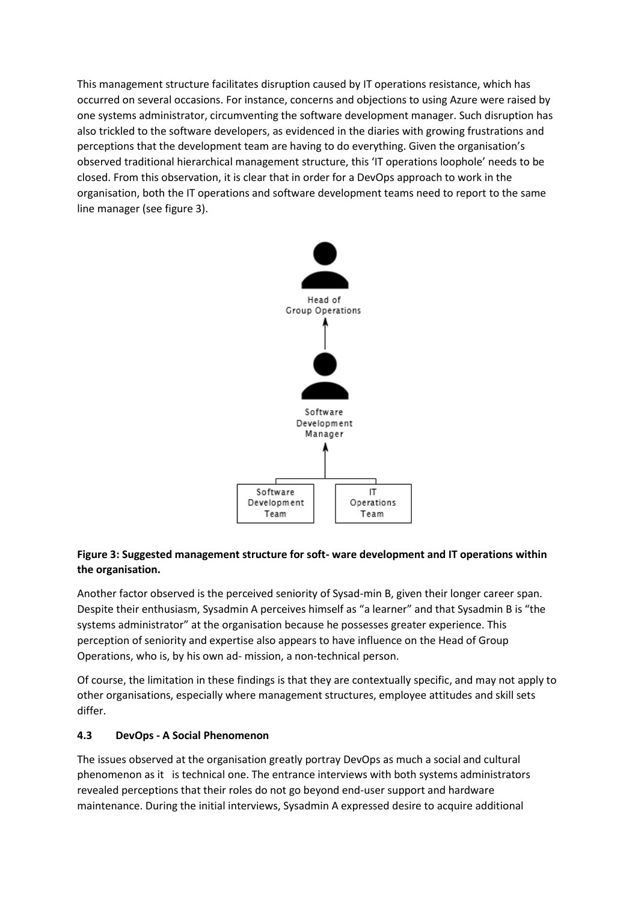This management structure facilitates disruption caused by IT operations resistance, which has occurred on several occasions. For instance, concerns and objections to using Azure were raised by one systems administrator, circumventing the software development manager. Such disruption has also trickled to the software developers, as evidenced in the diaries with growing frustrations and perceptions that the development team are having to do everything. Given the organisation's observed traditional hierarchical management structure, this 'IT operations loophole' needs to be closed. From this observation, it is clear that in order for a DevOps approach to work in the organisation, both the IT operations and software development teams need to report to the same line manager (see figure 3).

**Figure 3: Suggested management structure for soft- ware development and IT operations within the organisation.**

Another factor observed is the perceived seniority of Sysad-min B, given their longer career span. Despite their enthusiasm, Sysadmin A perceives himself as "a learner" and that Sysadmin B is "the systems administrator" at the organisation because he possesses greater experience. This perception of seniority and expertise also appears to have influence on the Head of Group Operations, who is, by his own ad- mission, a non-technical person.

Of course, the limitation in these findings is that they are contextually specific, and may not apply to other organisations, especially where management structures, employee attitudes and skill sets differ.

### 4.3 DevOps - A Social Phenomenon

The issues observed at the organisation greatly portray DevOps as much a social and cultural phenomenon as it is technical one. The entrance interviews with both systems administrators revealed perceptions that their roles do not go beyond end-user support and hardware maintenance. During the initial interviews, Sysadmin A expressed desire to acquire additional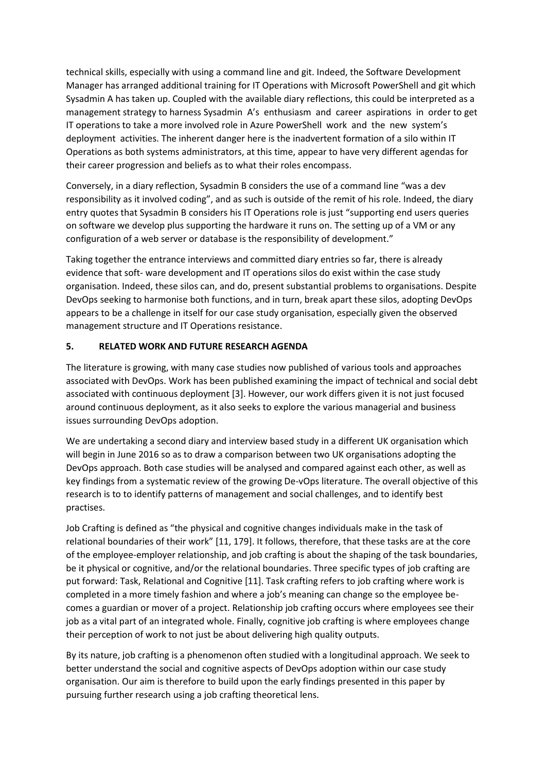technical skills, especially with using a command line and git. Indeed, the Software Development Manager has arranged additional training for IT Operations with Microsoft PowerShell and git which Sysadmin A has taken up. Coupled with the available diary reflections, this could be interpreted as a management strategy to harness Sysadmin A's enthusiasm and career aspirations in order to get IT operations to take a more involved role in Azure PowerShell work and the new system's deployment activities. The inherent danger here is the inadvertent formation of a silo within IT Operations as both systems administrators, at this time, appear to have very different agendas for their career progression and beliefs as to what their roles encompass.

Conversely, in a diary reflection, Sysadmin B considers the use of a command line "was a dev responsibility as it involved coding", and as such is outside of the remit of his role. Indeed, the diary entry quotes that Sysadmin B considers his IT Operations role is just "supporting end users queries on software we develop plus supporting the hardware it runs on. The setting up of a VM or any configuration of a web server or database is the responsibility of development."

Taking together the entrance interviews and committed diary entries so far, there is already evidence that soft- ware development and IT operations silos do exist within the case study organisation. Indeed, these silos can, and do, present substantial problems to organisations. Despite DevOps seeking to harmonise both functions, and in turn, break apart these silos, adopting DevOps appears to be a challenge in itself for our case study organisation, especially given the observed management structure and IT Operations resistance.

## 5. RELATED WORK AND FUTURE RESEARCH AGENDA

The literature is growing, with many case studies now published of various tools and approaches associated with DevOps. Work has been published examining the impact of technical and social debt associated with continuous deployment [3]. However, our work differs given it is not just focused around continuous deployment, as it also seeks to explore the various managerial and business issues surrounding DevOps adoption.

We are undertaking a second diary and interview based study in a different UK organisation which will begin in June 2016 so as to draw a comparison between two UK organisations adopting the DevOps approach. Both case studies will be analysed and compared against each other, as well as key findings from a systematic review of the growing De-vOps literature. The overall objective of this research is to to identify patterns of management and social challenges, and to identify best practises.

Job Crafting is defined as "the physical and cognitive changes individuals make in the task of relational boundaries of their work" [11, 179]. It follows, therefore, that these tasks are at the core of the employee-employer relationship, and job crafting is about the shaping of the task boundaries, be it physical or cognitive, and/or the relational boundaries. Three specific types of job crafting are put forward: Task, Relational and Cognitive [11]. Task crafting refers to job crafting where work is completed in a more timely fashion and where a job's meaning can change so the employee be-comes a guardian or mover of a project. Relationship job crafting occurs where employees see their job as a vital part of an integrated whole. Finally, cognitive job crafting is where employees change their perception of work to not just be about delivering high quality outputs.

By its nature, job crafting is a phenomenon often studied with a longitudinal approach. We seek to better understand the social and cognitive aspects of DevOps adoption within our case study organisation. Our aim is therefore to build upon the early findings presented in this paper by pursuing further research using a job crafting theoretical lens.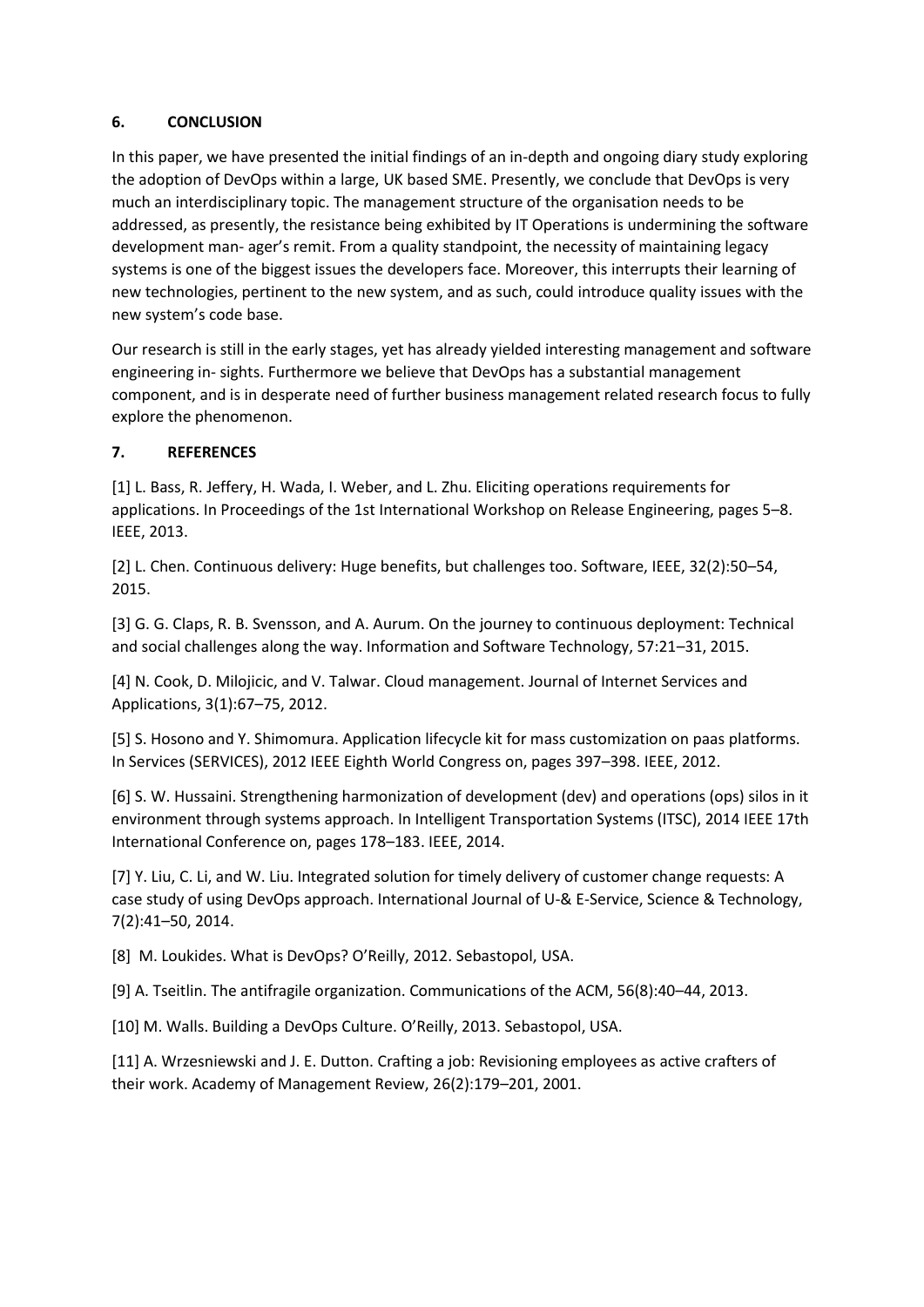## 6. CONCLUSION

In this paper, we have presented the initial findings of an in-depth and ongoing diary study exploring the adoption of DevOps within a large, UK based SME. Presently, we conclude that DevOps is very much an interdisciplinary topic. The management structure of the organisation needs to be addressed, as presently, the resistance being exhibited by IT Operations is undermining the software development man- ager's remit. From a quality standpoint, the necessity of maintaining legacy systems is one of the biggest issues the developers face. Moreover, this interrupts their learning of new technologies, pertinent to the new system, and as such, could introduce quality issues with the new system's code base.

Our research is still in the early stages, yet has already yielded interesting management and software engineering in- sights. Furthermore we believe that DevOps has a substantial management component, and is in desperate need of further business management related research focus to fully explore the phenomenon.

## 7. REFERENCES

[1] L. Bass, R. Jeffery, H. Wada, I. Weber, and L. Zhu. Eliciting operations requirements for applications. In Proceedings of the 1st International Workshop on Release Engineering, pages 5–8. IEEE, 2013.

[2] L. Chen. Continuous delivery: Huge benefits, but challenges too. Software, IEEE, 32(2):50–54, 2015.

[3] G. G. Claps, R. B. Svensson, and A. Aurum. On the journey to continuous deployment: Technical and social challenges along the way. Information and Software Technology, 57:21–31, 2015.

[4] N. Cook, D. Milojicic, and V. Talwar. Cloud management. Journal of Internet Services and Applications, 3(1):67–75, 2012.

[5] S. Hosono and Y. Shimomura. Application lifecycle kit for mass customization on paas platforms. In Services (SERVICES), 2012 IEEE Eighth World Congress on, pages 397–398. IEEE, 2012.

[6] S. W. Hussaini. Strengthening harmonization of development (dev) and operations (ops) silos in it environment through systems approach. In Intelligent Transportation Systems (ITSC), 2014 IEEE 17th International Conference on, pages 178–183. IEEE, 2014.

[7] Y. Liu, C. Li, and W. Liu. Integrated solution for timely delivery of customer change requests: A case study of using DevOps approach. International Journal of U-& E-Service, Science & Technology, 7(2):41–50, 2014.

[8] M. Loukides. What is DevOps? O'Reilly, 2012. Sebastopol, USA.

[9] A. Tseitlin. The antifragile organization. Communications of the ACM, 56(8):40–44, 2013.

[10] M. Walls. Building a DevOps Culture. O'Reilly, 2013. Sebastopol, USA.

[11] A. Wrzesniewski and J. E. Dutton. Crafting a job: Revisioning employees as active crafters of their work. Academy of Management Review, 26(2):179–201, 2001.